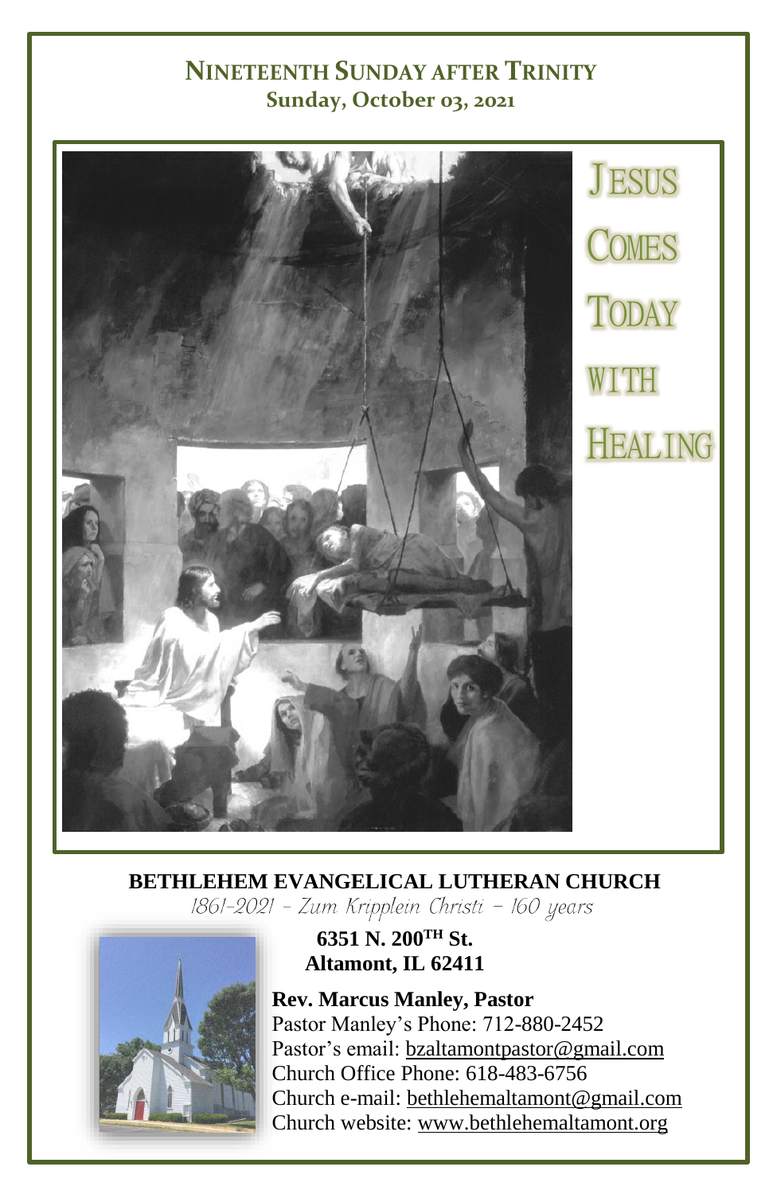# NINETEENTH SUNDAY AFTER TRINITY

**Sunday, October 03, 2021**

## JESUS COMES TODAY WITH HEALING

**BETHLEHEM EVANGELICAL LUTHERAN CHURCH**

*1861-2021 – Zum Kripplein Christi – 160 years*

**6351 N. 200TH St.**
**Altamont, IL 62411**

**Rev. Marcus Manley, Pastor**
Pastor Manley's Phone: 712-880-2452
Pastor's email: bzaltamontpastor@gmail.com
Church Office Phone: 618-483-6756
Church e-mail: bethlehemaltamont@gmail.com
Church website: www.bethlehemaltamont.org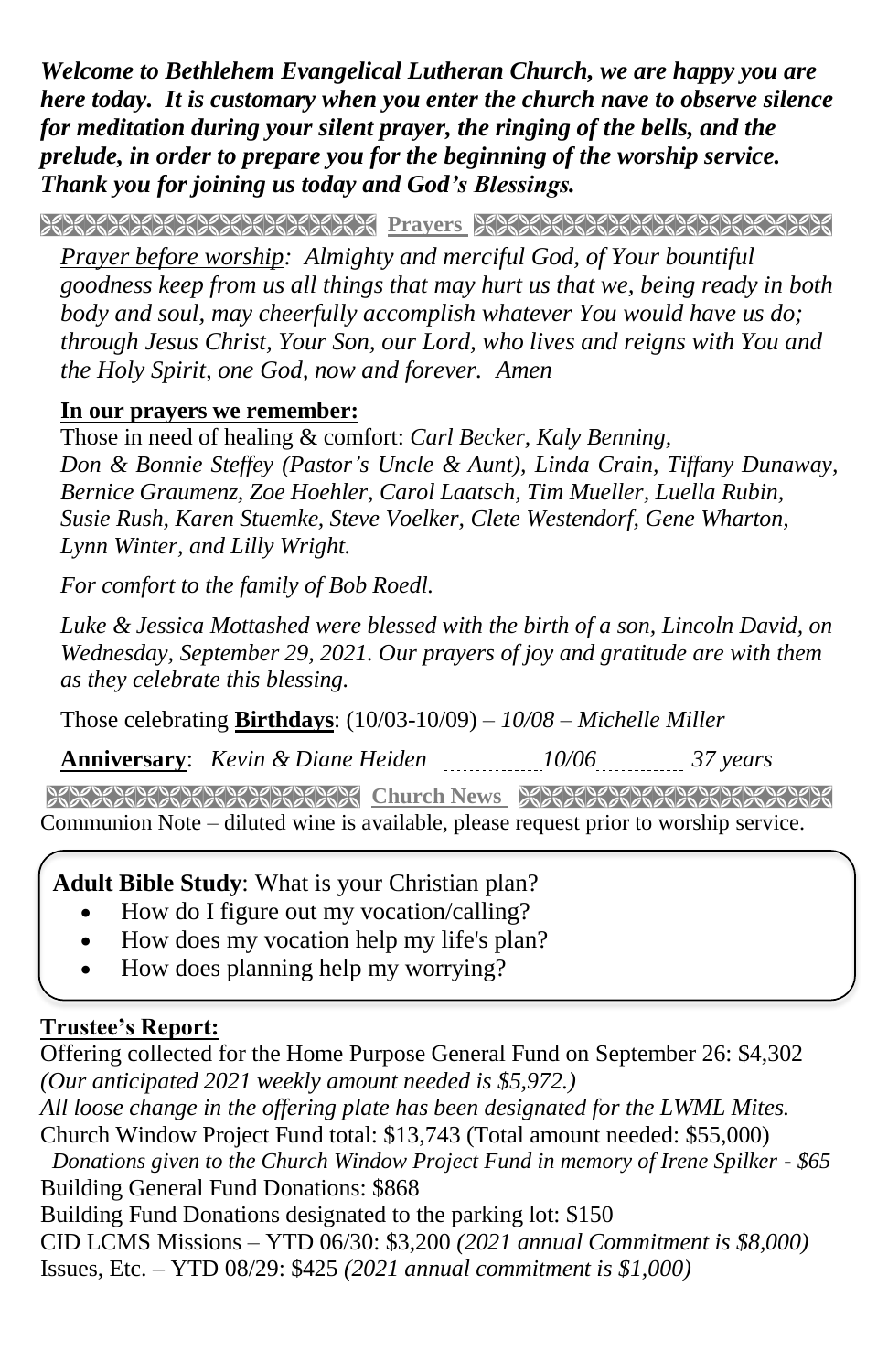***Welcome to Bethlehem Evangelical Lutheran Church, we are happy you are here today. It is customary when you enter the church nave to observe silence for meditation during your silent prayer, the ringing of the bells, and the prelude, in order to prepare you for the beginning of the worship service. Thank you for joining us today and God's Blessings.***

## Prayers

*Prayer before worship: Almighty and merciful God, of Your bountiful goodness keep from us all things that may hurt us that we, being ready in both body and soul, may cheerfully accomplish whatever You would have us do; through Jesus Christ, Your Son, our Lord, who lives and reigns with You and the Holy Spirit, one God, now and forever. Amen*

**In our prayers we remember:**

Those in need of healing & comfort: *Carl Becker, Kaly Benning, Don & Bonnie Steffey (Pastor's Uncle & Aunt), Linda Crain, Tiffany Dunaway, Bernice Graumenz, Zoe Hoehler, Carol Laatsch, Tim Mueller, Luella Rubin, Susie Rush, Karen Stuemke, Steve Voelker, Clete Westendorf, Gene Wharton, Lynn Winter, and Lilly Wright.*

*For comfort to the family of Bob Roedl.*

*Luke & Jessica Mottashed were blessed with the birth of a son, Lincoln David, on Wednesday, September 29, 2021. Our prayers of joy and gratitude are with them as they celebrate this blessing.*

Those celebrating **Birthdays**: (10/03-10/09) – *10/08 – Michelle Miller*

**Anniversary**: *Kevin & Diane Heiden ........ 10/06 ........ 37 years*

## Church News

Communion Note – diluted wine is available, please request prior to worship service.

**Adult Bible Study**: What is your Christian plan?

- How do I figure out my vocation/calling?
- How does my vocation help my life's plan?
- How does planning help my worrying?

**Trustee's Report:**

Offering collected for the Home Purpose General Fund on September 26: $4,302 *(Our anticipated 2021 weekly amount needed is $5,972.)*

*All loose change in the offering plate has been designated for the LWML Mites.*

Church Window Project Fund total: $13,743 (Total amount needed: $55,000)

*Donations given to the Church Window Project Fund in memory of Irene Spilker - $65*

Building General Fund Donations: $868

Building Fund Donations designated to the parking lot: $150

CID LCMS Missions – YTD 06/30: $3,200 *(2021 annual Commitment is $8,000)*

Issues, Etc. – YTD 08/29: $425 *(2021 annual commitment is $1,000)*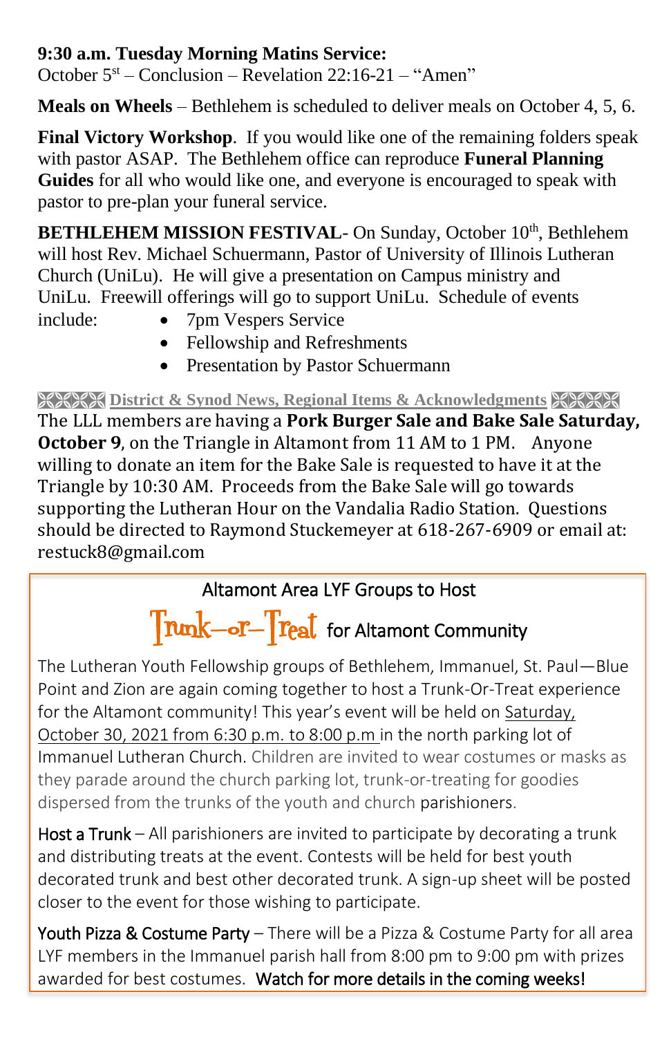**9:30 a.m. Tuesday Morning Matins Service:**
October 5st – Conclusion – Revelation 22:16-21 – "Amen"

**Meals on Wheels** – Bethlehem is scheduled to deliver meals on October 4, 5, 6.

**Final Victory Workshop**. If you would like one of the remaining folders speak with pastor ASAP. The Bethlehem office can reproduce **Funeral Planning Guides** for all who would like one, and everyone is encouraged to speak with pastor to pre-plan your funeral service.

**BETHLEHEM MISSION FESTIVAL**- On Sunday, October 10th, Bethlehem will host Rev. Michael Schuermann, Pastor of University of Illinois Lutheran Church (UniLu). He will give a presentation on Campus ministry and UniLu. Freewill offerings will go to support UniLu. Schedule of events include:

- 7pm Vespers Service
- Fellowship and Refreshments
- Presentation by Pastor Schuermann

## District & Synod News, Regional Items & Acknowledgments

The LLL members are having a **Pork Burger Sale and Bake Sale Saturday, October 9**, on the Triangle in Altamont from 11 AM to 1 PM. Anyone willing to donate an item for the Bake Sale is requested to have it at the Triangle by 10:30 AM. Proceeds from the Bake Sale will go towards supporting the Lutheran Hour on the Vandalia Radio Station. Questions should be directed to Raymond Stuckemeyer at 618-267-6909 or email at: restuck8@gmail.com

## Altamont Area LYF Groups to Host Trunk–or–Treat for Altamont Community

The Lutheran Youth Fellowship groups of Bethlehem, Immanuel, St. Paul—Blue Point and Zion are again coming together to host a Trunk-Or-Treat experience for the Altamont community! This year's event will be held on Saturday, October 30, 2021 from 6:30 p.m. to 8:00 p.m in the north parking lot of Immanuel Lutheran Church. Children are invited to wear costumes or masks as they parade around the church parking lot, trunk-or-treating for goodies dispersed from the trunks of the youth and church parishioners.

Host a Trunk – All parishioners are invited to participate by decorating a trunk and distributing treats at the event. Contests will be held for best youth decorated trunk and best other decorated trunk. A sign-up sheet will be posted closer to the event for those wishing to participate.

Youth Pizza & Costume Party – There will be a Pizza & Costume Party for all area LYF members in the Immanuel parish hall from 8:00 pm to 9:00 pm with prizes awarded for best costumes. Watch for more details in the coming weeks!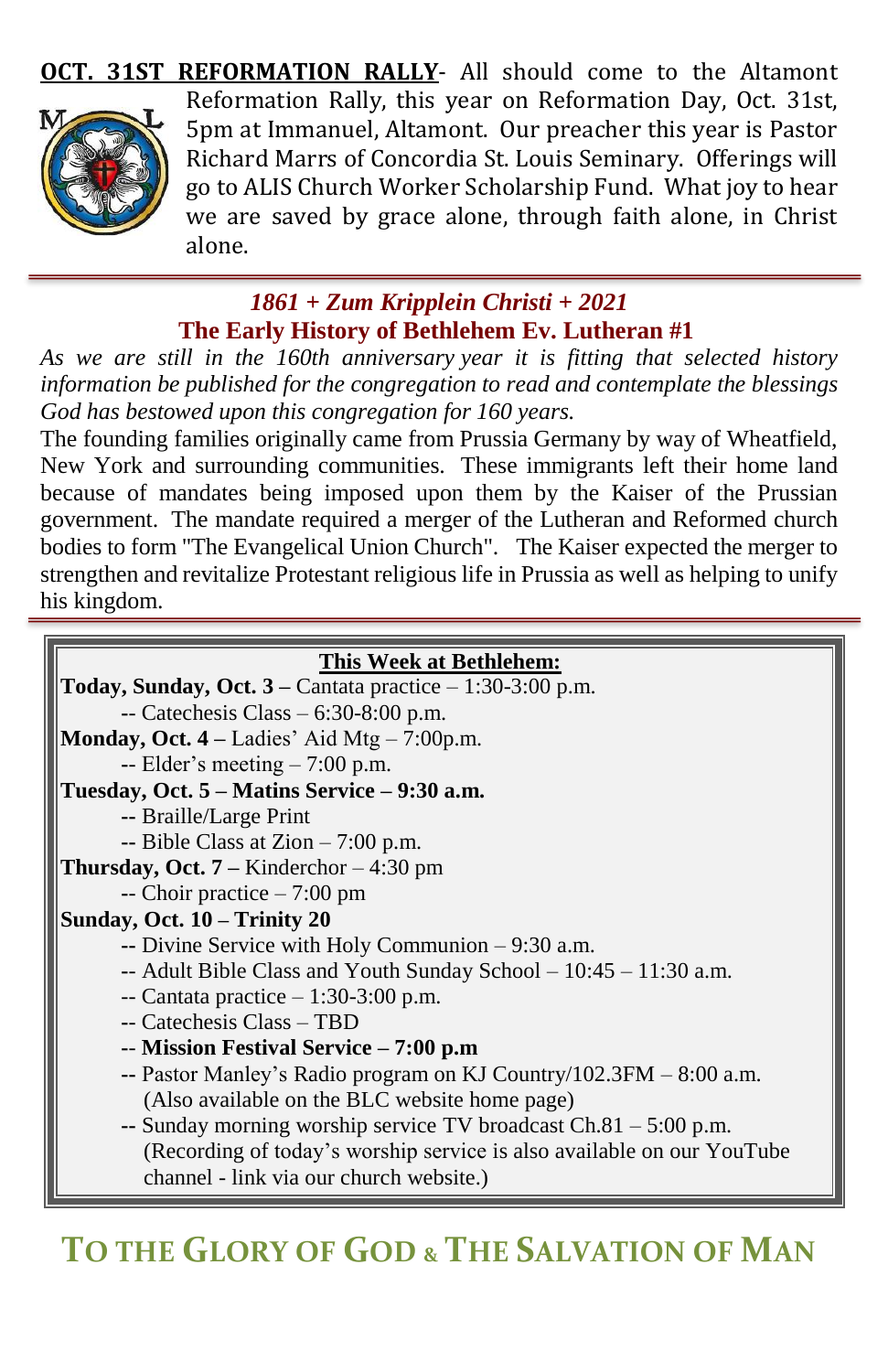**OCT. 31ST REFORMATION RALLY**- All should come to the Altamont Reformation Rally, this year on Reformation Day, Oct. 31st, 5pm at Immanuel, Altamont. Our preacher this year is Pastor Richard Marrs of Concordia St. Louis Seminary. Offerings will go to ALIS Church Worker Scholarship Fund. What joy to hear we are saved by grace alone, through faith alone, in Christ alone.

---

### *1861 + Zum Kripplein Christi + 2021*
### The Early History of Bethlehem Ev. Lutheran #1

*As we are still in the 160th anniversary year it is fitting that selected history information be published for the congregation to read and contemplate the blessings God has bestowed upon this congregation for 160 years.*

The founding families originally came from Prussia Germany by way of Wheatfield, New York and surrounding communities. These immigrants left their home land because of mandates being imposed upon them by the Kaiser of the Prussian government. The mandate required a merger of the Lutheran and Reformed church bodies to form "The Evangelical Union Church". The Kaiser expected the merger to strengthen and revitalize Protestant religious life in Prussia as well as helping to unify his kingdom.

---

**This Week at Bethlehem:**

**Today, Sunday, Oct. 3 –** Cantata practice – 1:30-3:00 p.m.
- Catechesis Class – 6:30-8:00 p.m.

**Monday, Oct. 4 –** Ladies' Aid Mtg – 7:00p.m.
- Elder's meeting – 7:00 p.m.

**Tuesday, Oct. 5 – Matins Service – 9:30 a.m.**
- Braille/Large Print
- Bible Class at Zion – 7:00 p.m.

**Thursday, Oct. 7 –** Kinderchor – 4:30 pm
- Choir practice – 7:00 pm

**Sunday, Oct. 10 – Trinity 20**
- Divine Service with Holy Communion – 9:30 a.m.
- Adult Bible Class and Youth Sunday School – 10:45 – 11:30 a.m.
- Cantata practice – 1:30-3:00 p.m.
- Catechesis Class – TBD
- **Mission Festival Service – 7:00 p.m**
- Pastor Manley's Radio program on KJ Country/102.3FM – 8:00 a.m. (Also available on the BLC website home page)
- Sunday morning worship service TV broadcast Ch.81 – 5:00 p.m. (Recording of today's worship service is also available on our YouTube channel - link via our church website.)

## TO THE GLORY OF GOD & THE SALVATION OF MAN